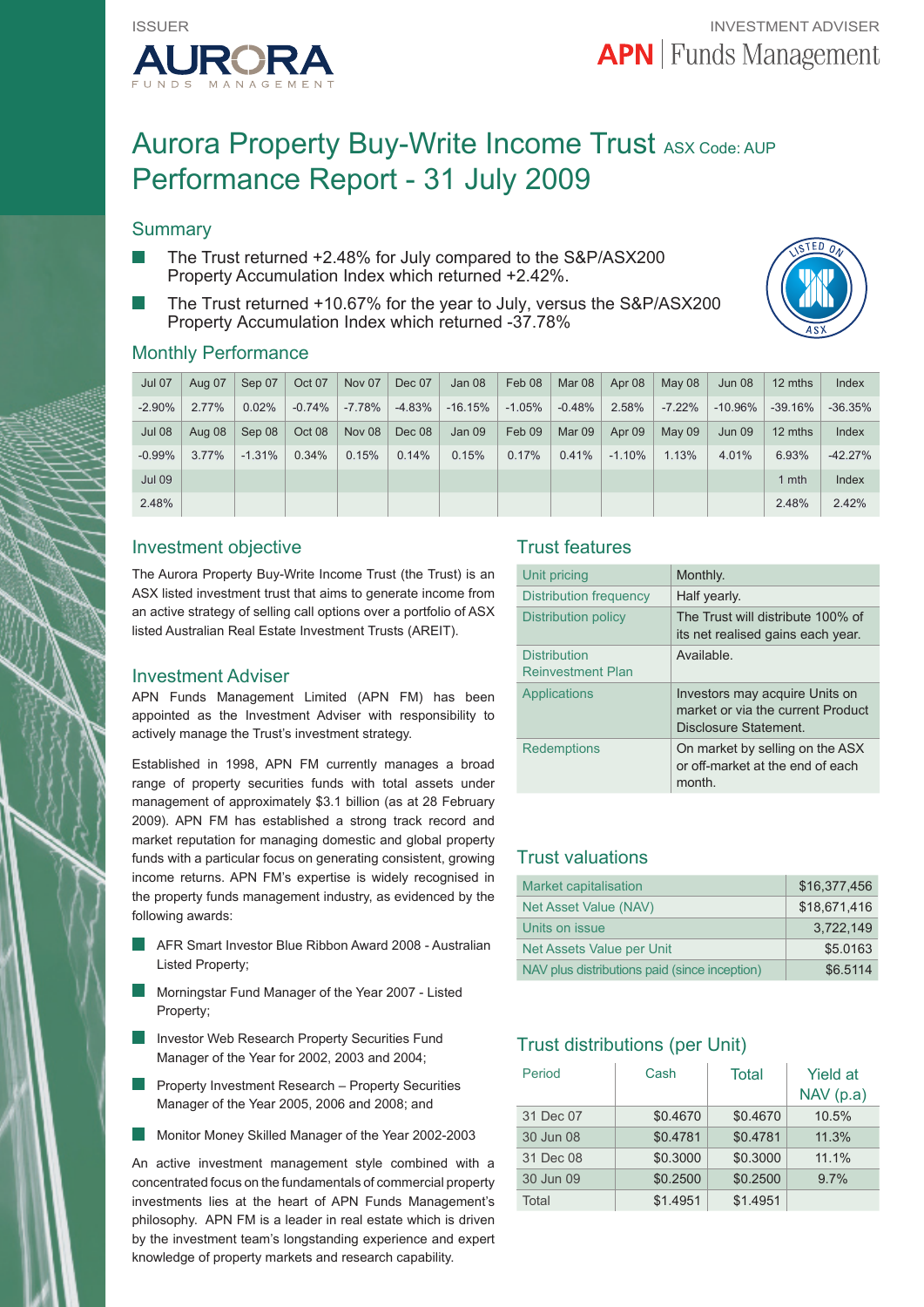ISSUER

AURORA FUNDS MANAGEMENT

INVESTMENT ADVISER

APN | Funds Management

# Aurora Property Buy-Write Income Trust ASX Code: AUP
# Performance Report - 31 July 2009

## Summary

- The Trust returned +2.48% for July compared to the S&P/ASX200 Property Accumulation Index which returned +2.42%.
- The Trust returned +10.67% for the year to July, versus the S&P/ASX200 Property Accumulation Index which returned -37.78%

## Monthly Performance

| Jul 07 | Aug 07 | Sep 07 | Oct 07 | Nov 07 | Dec 07 | Jan 08 | Feb 08 | Mar 08 | Apr 08 | May 08 | Jun 08 | 12 mths | Index |
|---|---|---|---|---|---|---|---|---|---|---|---|---|---|
| -2.90% | 2.77% | 0.02% | -0.74% | -7.78% | -4.83% | -16.15% | -1.05% | -0.48% | 2.58% | -7.22% | -10.96% | -39.16% | -36.35% |
| Jul 08 | Aug 08 | Sep 08 | Oct 08 | Nov 08 | Dec 08 | Jan 09 | Feb 09 | Mar 09 | Apr 09 | May 09 | Jun 09 | 12 mths | Index |
| -0.99% | 3.77% | -1.31% | 0.34% | 0.15% | 0.14% | 0.15% | 0.17% | 0.41% | -1.10% | 1.13% | 4.01% | 6.93% | -42.27% |
| Jul 09 | | | | | | | | | | | | 1 mth | Index |
| 2.48% | | | | | | | | | | | | 2.48% | 2.42% |

## Investment objective

The Aurora Property Buy-Write Income Trust (the Trust) is an ASX listed investment trust that aims to generate income from an active strategy of selling call options over a portfolio of ASX listed Australian Real Estate Investment Trusts (AREIT).

## Investment Adviser

APN Funds Management Limited (APN FM) has been appointed as the Investment Adviser with responsibility to actively manage the Trust's investment strategy.

Established in 1998, APN FM currently manages a broad range of property securities funds with total assets under management of approximately $3.1 billion (as at 28 February 2009). APN FM has established a strong track record and market reputation for managing domestic and global property funds with a particular focus on generating consistent, growing income returns. APN FM's expertise is widely recognised in the property funds management industry, as evidenced by the following awards:

- AFR Smart Investor Blue Ribbon Award 2008 - Australian Listed Property;
- Morningstar Fund Manager of the Year 2007 - Listed Property;
- Investor Web Research Property Securities Fund Manager of the Year for 2002, 2003 and 2004;
- Property Investment Research – Property Securities Manager of the Year 2005, 2006 and 2008; and
- Monitor Money Skilled Manager of the Year 2002-2003

An active investment management style combined with a concentrated focus on the fundamentals of commercial property investments lies at the heart of APN Funds Management's philosophy. APN FM is a leader in real estate which is driven by the investment team's longstanding experience and expert knowledge of property markets and research capability.

## Trust features

| | |
|---|---|
| Unit pricing | Monthly. |
| Distribution frequency | Half yearly. |
| Distribution policy | The Trust will distribute 100% of its net realised gains each year. |
| Distribution Reinvestment Plan | Available. |
| Applications | Investors may acquire Units on market or via the current Product Disclosure Statement. |
| Redemptions | On market by selling on the ASX or off-market at the end of each month. |

## Trust valuations

| | |
|---|---|
| Market capitalisation | $16,377,456 |
| Net Asset Value (NAV) | $18,671,416 |
| Units on issue | 3,722,149 |
| Net Assets Value per Unit | $5.0163 |
| NAV plus distributions paid (since inception) | $6.5114 |

## Trust distributions (per Unit)

| Period | Cash | Total | Yield at NAV (p.a) |
|---|---|---|---|
| 31 Dec 07 | $0.4670 | $0.4670 | 10.5% |
| 30 Jun 08 | $0.4781 | $0.4781 | 11.3% |
| 31 Dec 08 | $0.3000 | $0.3000 | 11.1% |
| 30 Jun 09 | $0.2500 | $0.2500 | 9.7% |
| Total | $1.4951 | $1.4951 | |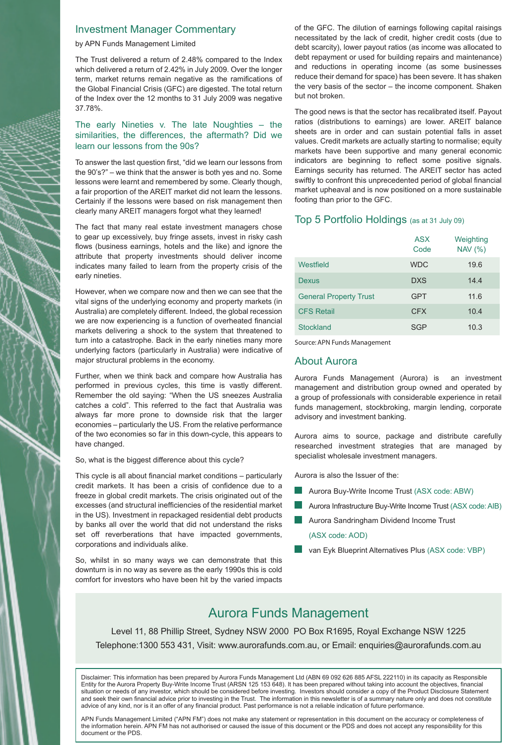## Investment Manager Commentary

by APN Funds Management Limited

The Trust delivered a return of 2.48% compared to the Index which delivered a return of 2.42% in July 2009. Over the longer term, market returns remain negative as the ramifications of the Global Financial Crisis (GFC) are digested. The total return of the Index over the 12 months to 31 July 2009 was negative 37.78%.

### The early Nineties v. The late Noughties – the similarities, the differences, the aftermath? Did we learn our lessons from the 90s?

To answer the last question first, "did we learn our lessons from the 90's?" – we think that the answer is both yes and no. Some lessons were learnt and remembered by some. Clearly though, a fair proportion of the AREIT market did not learn the lessons. Certainly if the lessons were based on risk management then clearly many AREIT managers forgot what they learned!

The fact that many real estate investment managers chose to gear up excessively, buy fringe assets, invest in risky cash flows (business earnings, hotels and the like) and ignore the attribute that property investments should deliver income indicates many failed to learn from the property crisis of the early nineties.

However, when we compare now and then we can see that the vital signs of the underlying economy and property markets (in Australia) are completely different. Indeed, the global recession we are now experiencing is a function of overheated financial markets delivering a shock to the system that threatened to turn into a catastrophe. Back in the early nineties many more underlying factors (particularly in Australia) were indicative of major structural problems in the economy.

Further, when we think back and compare how Australia has performed in previous cycles, this time is vastly different. Remember the old saying: "When the US sneezes Australia catches a cold". This referred to the fact that Australia was always far more prone to downside risk that the larger economies – particularly the US. From the relative performance of the two economies so far in this down-cycle, this appears to have changed.

So, what is the biggest difference about this cycle?

This cycle is all about financial market conditions – particularly credit markets. It has been a crisis of confidence due to a freeze in global credit markets. The crisis originated out of the excesses (and structural inefficiencies of the residential market in the US). Investment in repackaged residential debt products by banks all over the world that did not understand the risks set off reverberations that have impacted governments, corporations and individuals alike.

So, whilst in so many ways we can demonstrate that this downturn is in no way as severe as the early 1990s this is cold comfort for investors who have been hit by the varied impacts of the GFC. The dilution of earnings following capital raisings necessitated by the lack of credit, higher credit costs (due to debt scarcity), lower payout ratios (as income was allocated to debt repayment or used for building repairs and maintenance) and reductions in operating income (as some businesses reduce their demand for space) has been severe. It has shaken the very basis of the sector – the income component. Shaken but not broken.

The good news is that the sector has recalibrated itself. Payout ratios (distributions to earnings) are lower. AREIT balance sheets are in order and can sustain potential falls in asset values. Credit markets are actually starting to normalise; equity markets have been supportive and many general economic indicators are beginning to reflect some positive signals. Earnings security has returned. The AREIT sector has acted swiftly to confront this unprecedented period of global financial market upheaval and is now positioned on a more sustainable footing than prior to the GFC.

## Top 5 Portfolio Holdings (as at 31 July 09)

| | ASX Code | Weighting NAV (%) |
|---|---|---|
| Westfield | WDC | 19.6 |
| Dexus | DXS | 14.4 |
| General Property Trust | GPT | 11.6 |
| CFS Retail | CFX | 10.4 |
| Stockland | SGP | 10.3 |

Source: APN Funds Management

## About Aurora

Aurora Funds Management (Aurora) is an investment management and distribution group owned and operated by a group of professionals with considerable experience in retail funds management, stockbroking, margin lending, corporate advisory and investment banking.

Aurora aims to source, package and distribute carefully researched investment strategies that are managed by specialist wholesale investment managers.

Aurora is also the Issuer of the:

- Aurora Buy-Write Income Trust (ASX code: ABW)
- Aurora Infrastructure Buy-Write Income Trust (ASX code: AIB)
- Aurora Sandringham Dividend Income Trust (ASX code: AOD)
- van Eyk Blueprint Alternatives Plus (ASX code: VBP)

## Aurora Funds Management

Level 11, 88 Phillip Street, Sydney NSW 2000 PO Box R1695, Royal Exchange NSW 1225

Telephone:1300 553 431, Visit: www.aurorafunds.com.au, or Email: enquiries@aurorafunds.com.au

Disclaimer: This information has been prepared by Aurora Funds Management Ltd (ABN 69 092 626 885 AFSL 222110) in its capacity as Responsible Entity for the Aurora Property Buy-Write Income Trust (ARSN 125 153 648). It has been prepared without taking into account the objectives, financial situation or needs of any investor, which should be considered before investing. Investors should consider a copy of the Product Disclosure Statement and seek their own financial advice prior to investing in the Trust. The information in this newsletter is of a summary nature only and does not constitute advice of any kind, nor is it an offer of any financial product. Past performance is not a reliable indication of future performance.

APN Funds Management Limited ("APN FM") does not make any statement or representation in this document on the accuracy or completeness of the information herein. APN FM has not authorised or caused the issue of this document or the PDS and does not accept any responsibility for this document or the PDS.